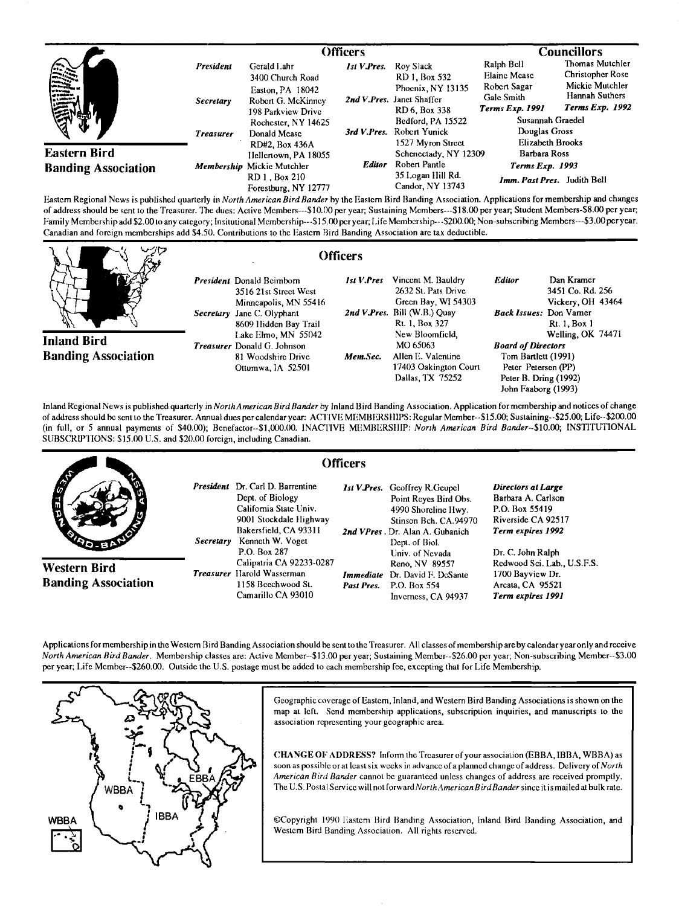## Eastern Bird Banding Association

### Officers

*President* Gerald Lahr
3400 Church Road
Easton, PA 18042

*Secretary* Robert G. McKinney
198 Parkview Drive
Rochester, NY 14625

*Treasurer* Donald Mease
RD#2, Box 436A
Hellertown, PA 18055

*Membership* Mickie Mutchler
RD 1, Box 210
Forestburg, NY 12777

*1st V.Pres.* Roy Slack
RD 1, Box 532
Phoenix, NY 13135

*2nd V.Pres.* Janet Shaffer
RD 6, Box 338
Bedford, PA 15522

*3rd V.Pres.* Robert Yunick
1527 Myron Street
Schenectady, NY 12309

*Editor* Robert Pantle
35 Logan Hill Rd.
Candor, NY 13743

### Councillors

Ralph Bell
Elaine Mease
Robert Sagar
Gale Smith
***Terms Exp. 1991***

Thomas Mutchler
Christopher Rose
Mickie Mutchler
Hannah Suthers
***Terms Exp. 1992***

Susannah Graedel
Douglas Gross
Elizabeth Brooks
Barbara Ross
***Terms Exp. 1993***

***Imm. Past Pres.*** Judith Bell

Eastern Regional News is published quarterly in *North American Bird Bander* by the Eastern Bird Banding Association. Applications for membership and changes of address should be sent to the Treasurer. The dues: Active Members---$10.00 per year; Sustaining Members---$18.00 per year; Student Members-$8.00 per year; Family Membership add $2.00 to any category; Insitutional Membership---$15.00 per year; Life Membership---$200.00; Non-subscribing Members---$3.00 per year. Canadian and foreign memberships add $4.50. Contributions to the Eastern Bird Banding Association are tax deductible.

## Inland Bird Banding Association

### Officers

*President* Donald Beimborn
3516 21st Street West
Minneapolis, MN 55416

*Secretary* Jane C. Olyphant
8609 Hidden Bay Trail
Lake Elmo, MN 55042

*Treasurer* Donald G. Johnson
81 Woodshire Drive
Ottumwa, IA 52501

*1st V.Pres* Vincent M. Bauldry
2632 St. Pats Drive
Green Bay, WI 54303

*2nd V.Pres.* Bill (W.B.) Quay
Rt. 1, Box 327
New Bloomfield,
MO 65063

*Mem.Sec.* Allen E. Valentine
17403 Oakington Court
Dallas, TX 75252

*Editor* Dan Kramer
3451 Co. Rd. 256
Vickery, OH 43464

***Back Issues:*** Don Varner
Rt. 1, Box 1
Welling, OK 74471

***Board of Directors***
Tom Bartlett (1991)
Peter Petersen (PP)
Peter B. Dring (1992)
John Faaborg (1993)

Inland Regional News is published quarterly in *North American Bird Bander* by Inland Bird Banding Association. Application for membership and notices of change of address should be sent to the Treasurer. Annual dues per calendar year: ACTIVE MEMBERSHIPS: Regular Member--$15.00; Sustaining--$25.00; Life--$200.00 (in full, or 5 annual payments of $40.00); Benefactor--$1,000.00. INACTIVE MEMBERSHIP: *North American Bird Bander*--$10.00; INSTITUTIONAL SUBSCRIPTIONS: $15.00 U.S. and $20.00 foreign, including Canadian.

## Western Bird Banding Association

### Officers

*President* Dr. Carl D. Barrentine
Dept. of Biology
California State Univ.
9001 Stockdale Highway
Bakersfield, CA 93311

*Secretary* Kenneth W. Voget
P.O. Box 287
Calipatria CA 92233-0287

*Treasurer* Harold Wasserman
1158 Beechwood St.
Camarillo CA 93010

*1st V.Pres.* Geoffrey R.Geupel
Point Reyes Bird Obs.
4990 Shoreline Hwy.
Stinson Bch. CA.94970

*2nd VPres.* Dr. Alan A. Gubanich
Dept. of Biol.
Univ. of Nevada
Reno, NV 89557

*Immediate Past Pres.* Dr. David F. DeSante
P.O. Box 554
Inverness, CA 94937

***Directors at Large***
Barbara A. Carlson
P.O. Box 55419
Riverside CA 92517
***Term expires 1992***

Dr. C. John Ralph
Redwood Sci. Lab., U.S.F.S.
1700 Bayview Dr.
Arcata, CA 95521
***Term expires 1991***

Applications for membership in the Western Bird Banding Association should be sent to the Treasurer. All classes of membership are by calendar year only and receive *North American Bird Bander*. Membership classes are: Active Member--$13.00 per year; Sustaining Member--$26.00 per year; Non-subscribing Member--$3.00 per year; Life Member--$260.00. Outside the U.S. postage must be added to each membership fee, excepting that for Life Membership.

WBBA | IBBA | EBBA

Geographic coverage of Eastern, Inland, and Western Bird Banding Associations is shown on the map at left. Send membership applications, subscription inquiries, and manuscripts to the association representing your geographic area.

**CHANGE OF ADDRESS?** Inform the Treasurer of your association (EBBA, IBBA, WBBA) as soon as possible or at least six weeks in advance of a planned change of address. Delivery of *North American Bird Bander* cannot be guaranteed unless changes of address are received promptly. The U.S. Postal Service will not forward *North American Bird Bander* since it is mailed at bulk rate.

©Copyright 1990 Eastern Bird Banding Association, Inland Bird Banding Association, and Western Bird Banding Association. All rights reserved.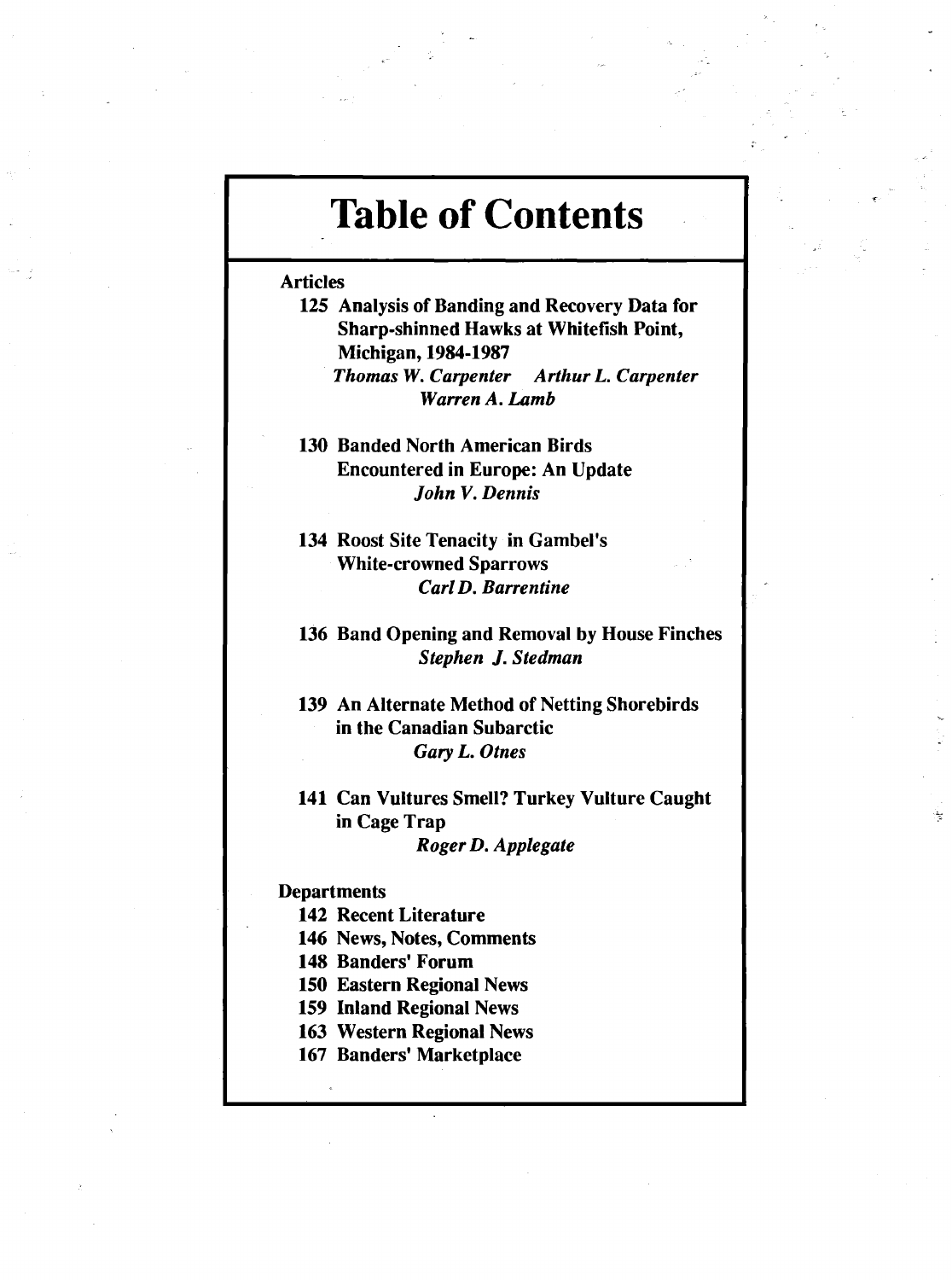# Table of Contents

**Articles**

**125 Analysis of Banding and Recovery Data for Sharp-shinned Hawks at Whitefish Point, Michigan, 1984-1987**
***Thomas W. Carpenter Arthur L. Carpenter Warren A. Lamb***

**130 Banded North American Birds Encountered in Europe: An Update**
***John V. Dennis***

**134 Roost Site Tenacity in Gambel's White-crowned Sparrows**
***Carl D. Barrentine***

**136 Band Opening and Removal by House Finches**
***Stephen J. Stedman***

**139 An Alternate Method of Netting Shorebirds in the Canadian Subarctic**
***Gary L. Otnes***

**141 Can Vultures Smell? Turkey Vulture Caught in Cage Trap**
***Roger D. Applegate***

**Departments**

**142 Recent Literature**
**146 News, Notes, Comments**
**148 Banders' Forum**
**150 Eastern Regional News**
**159 Inland Regional News**
**163 Western Regional News**
**167 Banders' Marketplace**